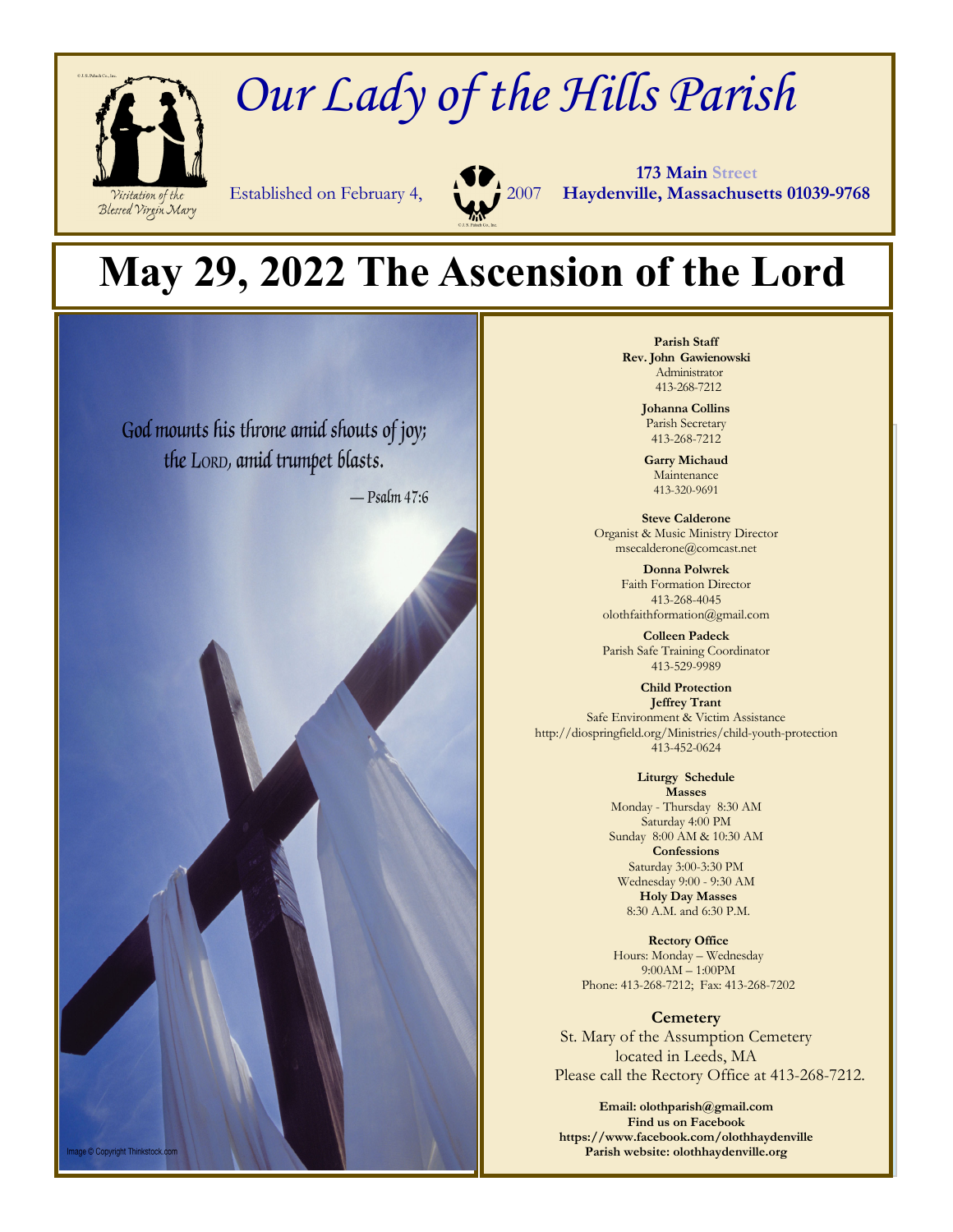# Our Lady of the Hills Parish

Visitation of the Blessed Virgin Mary

Established on February 4, 2007

**173 Main Street**
**Haydenville, Massachusetts 01039-9768**

# May 29, 2022 The Ascension of the Lord

God mounts his throne amid shouts of joy;
the LORD, amid trumpet blasts.

— Psalm 47:6

Image © Copyright Thinkstock.com

**Parish Staff**

**Rev. John Gawienowski**
Administrator
413-268-7212

**Johanna Collins**
Parish Secretary
413-268-7212

**Garry Michaud**
Maintenance
413-320-9691

**Steve Calderone**
Organist & Music Ministry Director
msecalderone@comcast.net

**Donna Polwrek**
Faith Formation Director
413-268-4045
olothfaithformation@gmail.com

**Colleen Padeck**
Parish Safe Training Coordinator
413-529-9989

**Child Protection**
**Jeffrey Trant**
Safe Environment & Victim Assistance
http://diospringfield.org/Ministries/child-youth-protection
413-452-0624

**Liturgy Schedule**
**Masses**
Monday - Thursday 8:30 AM
Saturday 4:00 PM
Sunday 8:00 AM & 10:30 AM
**Confessions**
Saturday 3:00-3:30 PM
Wednesday 9:00 - 9:30 AM
**Holy Day Masses**
8:30 A.M. and 6:30 P.M.

**Rectory Office**
Hours: Monday – Wednesday
9:00AM – 1:00PM
Phone: 413-268-7212; Fax: 413-268-7202

**Cemetery**
St. Mary of the Assumption Cemetery
located in Leeds, MA
Please call the Rectory Office at 413-268-7212.

**Email: olothparish@gmail.com**
**Find us on Facebook**
**https://www.facebook.com/olothhaydenville**
**Parish website: olothhaydenville.org**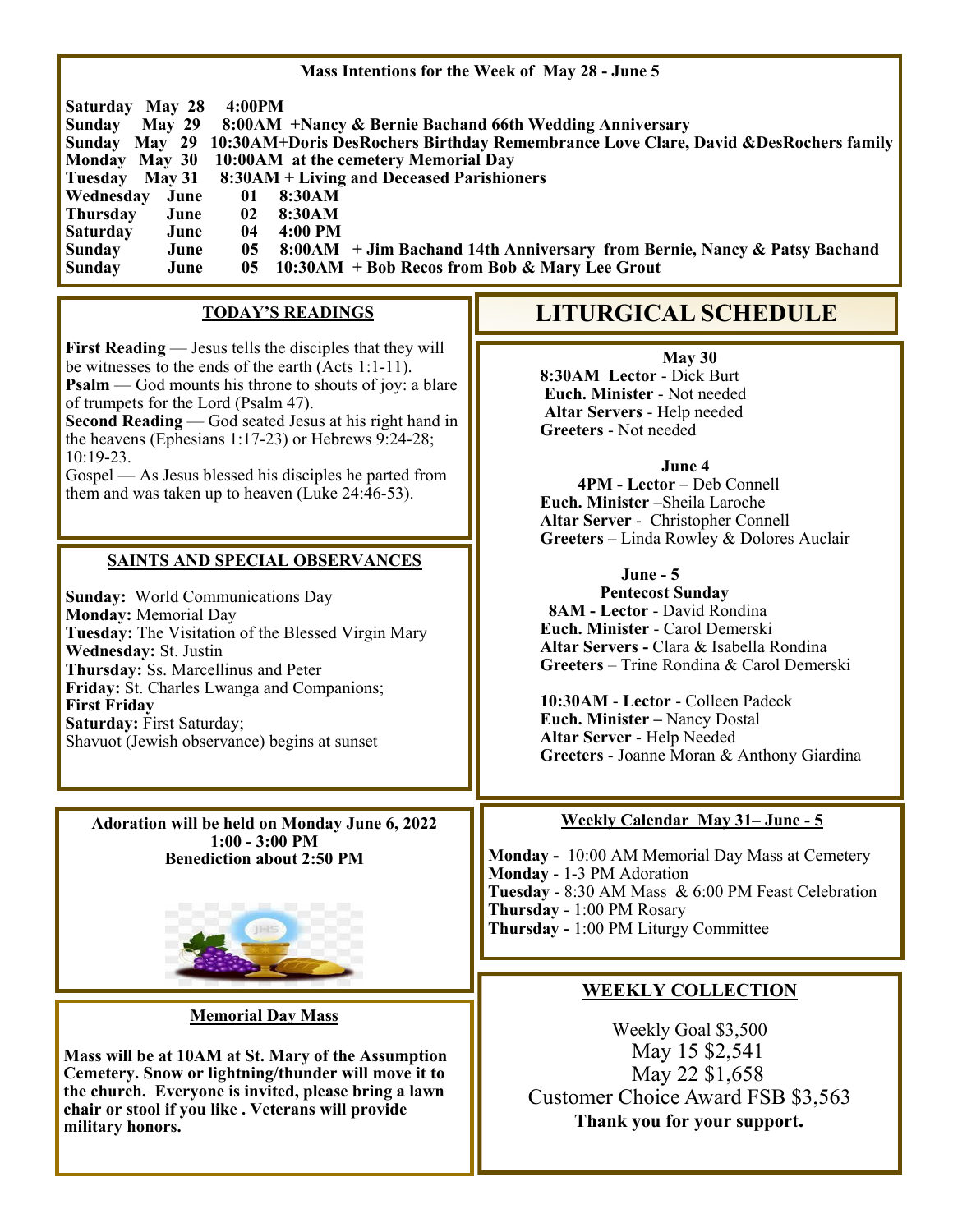## Mass Intentions for the Week of May 28 - June 5

**Saturday May 28 4:00PM**
**Sunday May 29 8:00AM +Nancy & Bernie Bachand 66th Wedding Anniversary**
**Sunday May 29 10:30AM+Doris DesRochers Birthday Remembrance Love Clare, David &DesRochers family**
**Monday May 30 10:00AM at the cemetery Memorial Day**
**Tuesday May 31 8:30AM + Living and Deceased Parishioners**
**Wednesday June 01 8:30AM**
**Thursday June 02 8:30AM**
**Saturday June 04 4:00 PM**
**Sunday June 05 8:00AM + Jim Bachand 14th Anniversary from Bernie, Nancy & Patsy Bachand**
**Sunday June 05 10:30AM + Bob Recos from Bob & Mary Lee Grout**

## TODAY'S READINGS

**First Reading** — Jesus tells the disciples that they will be witnesses to the ends of the earth (Acts 1:1-11).
**Psalm** — God mounts his throne to shouts of joy: a blare of trumpets for the Lord (Psalm 47).
**Second Reading** — God seated Jesus at his right hand in the heavens (Ephesians 1:17-23) or Hebrews 9:24-28; 10:19-23.
Gospel — As Jesus blessed his disciples he parted from them and was taken up to heaven (Luke 24:46-53).

## SAINTS AND SPECIAL OBSERVANCES

**Sunday:** World Communications Day
**Monday:** Memorial Day
**Tuesday:** The Visitation of the Blessed Virgin Mary
**Wednesday:** St. Justin
**Thursday:** Ss. Marcellinus and Peter
**Friday:** St. Charles Lwanga and Companions;
**First Friday**
**Saturday:** First Saturday;
Shavuot (Jewish observance) begins at sunset

**Adoration will be held on Monday June 6, 2022**
**1:00 - 3:00 PM**
**Benediction about 2:50 PM**

## Memorial Day Mass

**Mass will be at 10AM at St. Mary of the Assumption Cemetery. Snow or lightning/thunder will move it to the church. Everyone is invited, please bring a lawn chair or stool if you like . Veterans will provide military honors.**

# LITURGICAL SCHEDULE

**May 30**
**8:30AM Lector** - Dick Burt
**Euch. Minister** - Not needed
**Altar Servers** - Help needed
**Greeters** - Not needed

**June 4**
**4PM - Lector** – Deb Connell
**Euch. Minister** –Sheila Laroche
**Altar Server** - Christopher Connell
**Greeters –** Linda Rowley & Dolores Auclair

**June - 5**
**Pentecost Sunday**
**8AM - Lector** - David Rondina
**Euch. Minister** - Carol Demerski
**Altar Servers -** Clara & Isabella Rondina
**Greeters** – Trine Rondina & Carol Demerski

**10:30AM** - **Lector** - Colleen Padeck
**Euch. Minister –** Nancy Dostal
**Altar Server** - Help Needed
**Greeters** - Joanne Moran & Anthony Giardina

## Weekly Calendar May 31– June - 5

**Monday -** 10:00 AM Memorial Day Mass at Cemetery
**Monday** - 1-3 PM Adoration
**Tuesday** - 8:30 AM Mass & 6:00 PM Feast Celebration
**Thursday** - 1:00 PM Rosary
**Thursday -** 1:00 PM Liturgy Committee

## WEEKLY COLLECTION

Weekly Goal $3,500
May 15 $2,541
May 22 $1,658
Customer Choice Award FSB $3,563
**Thank you for your support.**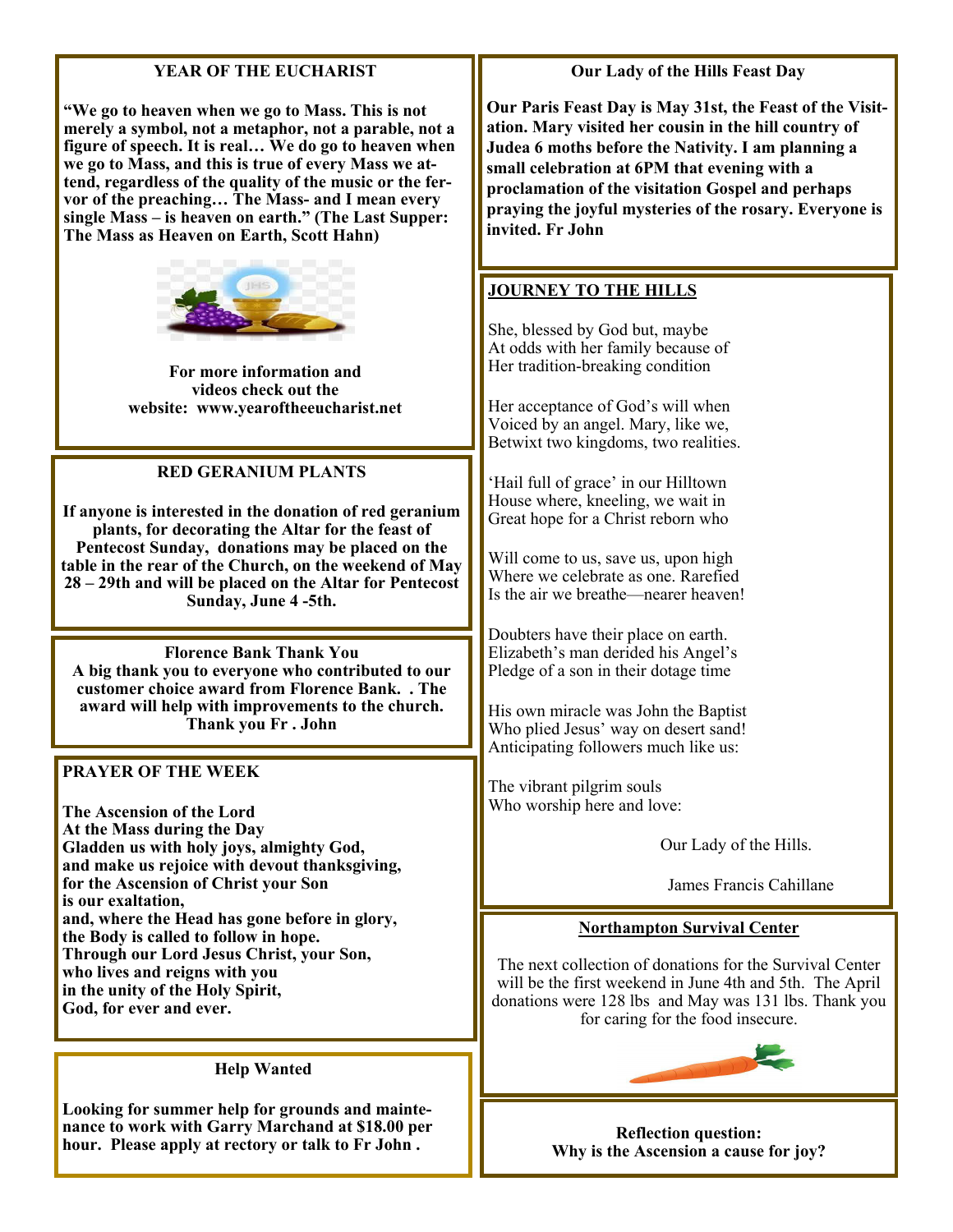## YEAR OF THE EUCHARIST

**"We go to heaven when we go to Mass. This is not merely a symbol, not a metaphor, not a parable, not a figure of speech. It is real… We do go to heaven when we go to Mass, and this is true of every Mass we attend, regardless of the quality of the music or the fervor of the preaching… The Mass- and I mean every single Mass – is heaven on earth." (The Last Supper: The Mass as Heaven on Earth, Scott Hahn)**

**For more information and videos check out the website: www.yearoftheeucharist.net**

## RED GERANIUM PLANTS

**If anyone is interested in the donation of red geranium plants, for decorating the Altar for the feast of Pentecost Sunday, donations may be placed on the table in the rear of the Church, on the weekend of May 28 – 29th and will be placed on the Altar for Pentecost Sunday, June 4 -5th.**

## Florence Bank Thank You

**A big thank you to everyone who contributed to our customer choice award from Florence Bank. . The award will help with improvements to the church. Thank you Fr . John**

## PRAYER OF THE WEEK

**The Ascension of the Lord**
**At the Mass during the Day**
**Gladden us with holy joys, almighty God,**
**and make us rejoice with devout thanksgiving,**
**for the Ascension of Christ your Son**
**is our exaltation,**
**and, where the Head has gone before in glory,**
**the Body is called to follow in hope.**
**Through our Lord Jesus Christ, your Son,**
**who lives and reigns with you**
**in the unity of the Holy Spirit,**
**God, for ever and ever.**

## Help Wanted

**Looking for summer help for grounds and maintenance to work with Garry Marchand at $18.00 per hour. Please apply at rectory or talk to Fr John .**

## Our Lady of the Hills Feast Day

**Our Paris Feast Day is May 31st, the Feast of the Visitation. Mary visited her cousin in the hill country of Judea 6 moths before the Nativity. I am planning a small celebration at 6PM that evening with a proclamation of the visitation Gospel and perhaps praying the joyful mysteries of the rosary. Everyone is invited. Fr John**

## JOURNEY TO THE HILLS

She, blessed by God but, maybe
At odds with her family because of
Her tradition-breaking condition

Her acceptance of God's will when
Voiced by an angel. Mary, like we,
Betwixt two kingdoms, two realities.

'Hail full of grace' in our Hilltown
House where, kneeling, we wait in
Great hope for a Christ reborn who

Will come to us, save us, upon high
Where we celebrate as one. Rarefied
Is the air we breathe—nearer heaven!

Doubters have their place on earth.
Elizabeth's man derided his Angel's
Pledge of a son in their dotage time

His own miracle was John the Baptist
Who plied Jesus' way on desert sand!
Anticipating followers much like us:

The vibrant pilgrim souls
Who worship here and love:

Our Lady of the Hills.

James Francis Cahillane

## Northampton Survival Center

The next collection of donations for the Survival Center will be the first weekend in June 4th and 5th. The April donations were 128 lbs and May was 131 lbs. Thank you for caring for the food insecure.

**Reflection question:**
**Why is the Ascension a cause for joy?**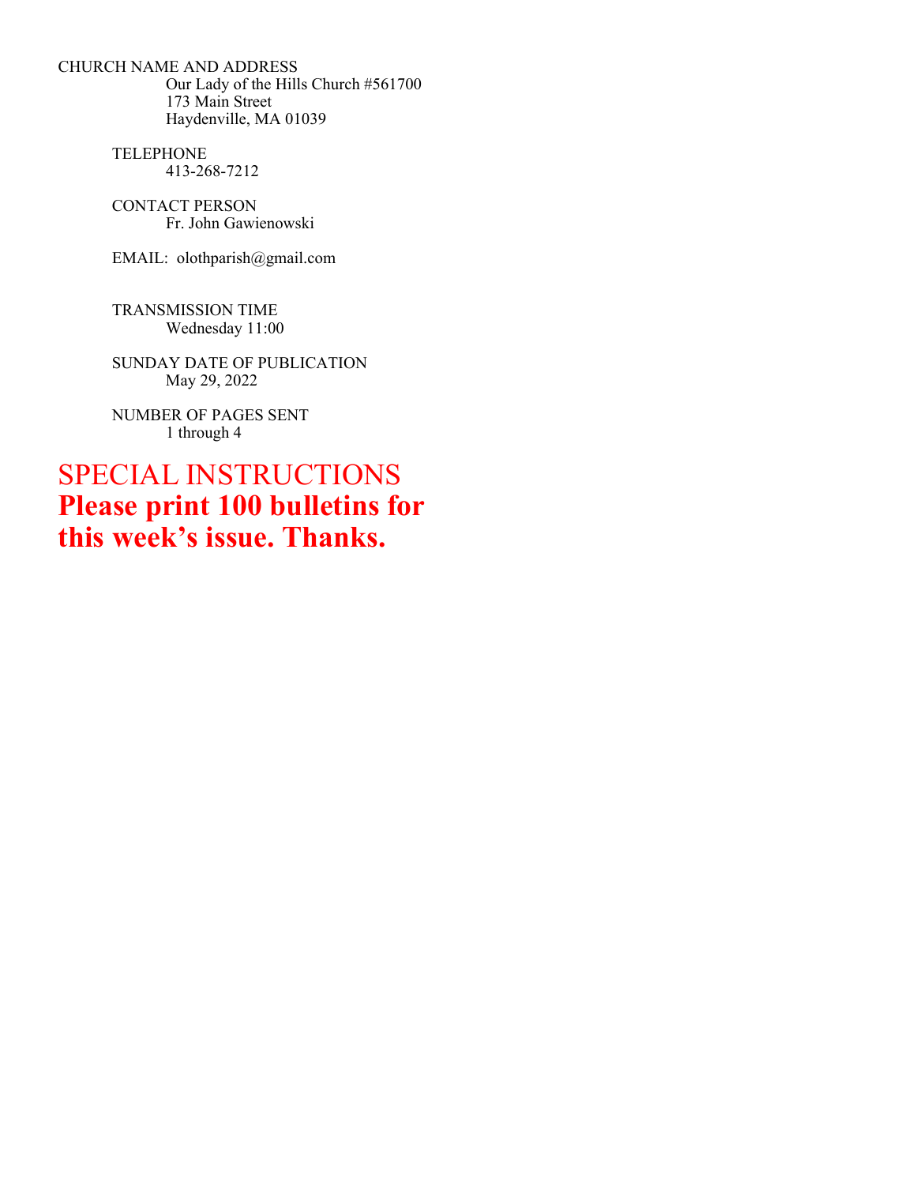CHURCH NAME AND ADDRESS

Our Lady of the Hills Church #561700
173 Main Street
Haydenville, MA 01039

TELEPHONE

413-268-7212

CONTACT PERSON

Fr. John Gawienowski

EMAIL: olothparish@gmail.com

TRANSMISSION TIME

Wednesday 11:00

SUNDAY DATE OF PUBLICATION

May 29, 2022

NUMBER OF PAGES SENT

1 through 4

# SPECIAL INSTRUCTIONS

**Please print 100 bulletins for this week's issue. Thanks.**